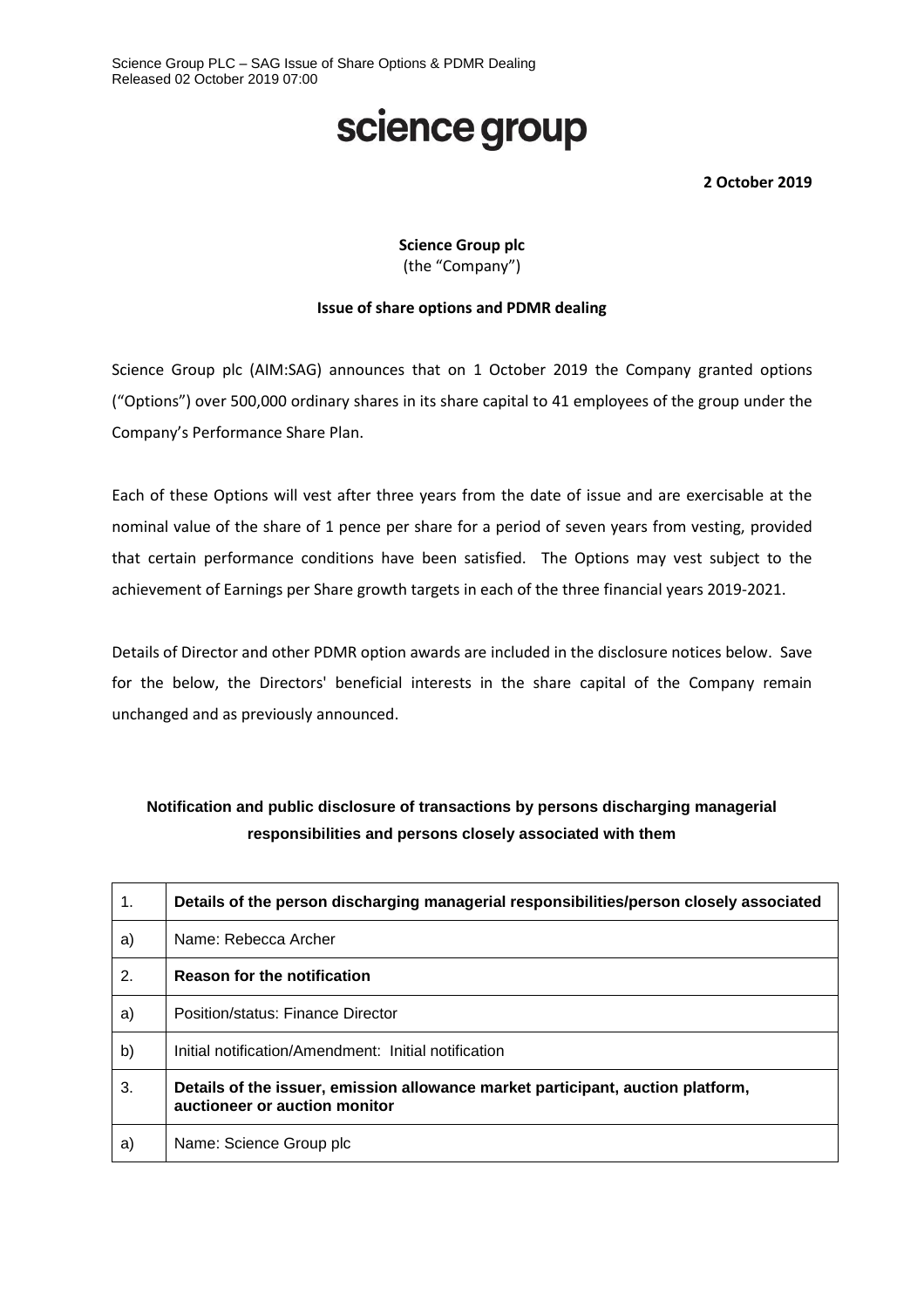Science Group PLC – SAG Issue of Share Options & PDMR Dealing
Released 02 October 2019 07:00

# science group

**2 October 2019**

**Science Group plc**
(the "Company")

**Issue of share options and PDMR dealing**

Science Group plc (AIM:SAG) announces that on 1 October 2019 the Company granted options ("Options") over 500,000 ordinary shares in its share capital to 41 employees of the group under the Company's Performance Share Plan.

Each of these Options will vest after three years from the date of issue and are exercisable at the nominal value of the share of 1 pence per share for a period of seven years from vesting, provided that certain performance conditions have been satisfied. The Options may vest subject to the achievement of Earnings per Share growth targets in each of the three financial years 2019-2021.

Details of Director and other PDMR option awards are included in the disclosure notices below. Save for the below, the Directors' beneficial interests in the share capital of the Company remain unchanged and as previously announced.

**Notification and public disclosure of transactions by persons discharging managerial responsibilities and persons closely associated with them**

| | |
|---|---|
| 1. | **Details of the person discharging managerial responsibilities/person closely associated** |
| a) | Name: Rebecca Archer |
| 2. | **Reason for the notification** |
| a) | Position/status: Finance Director |
| b) | Initial notification/Amendment: Initial notification |
| 3. | **Details of the issuer, emission allowance market participant, auction platform, auctioneer or auction monitor** |
| a) | Name: Science Group plc |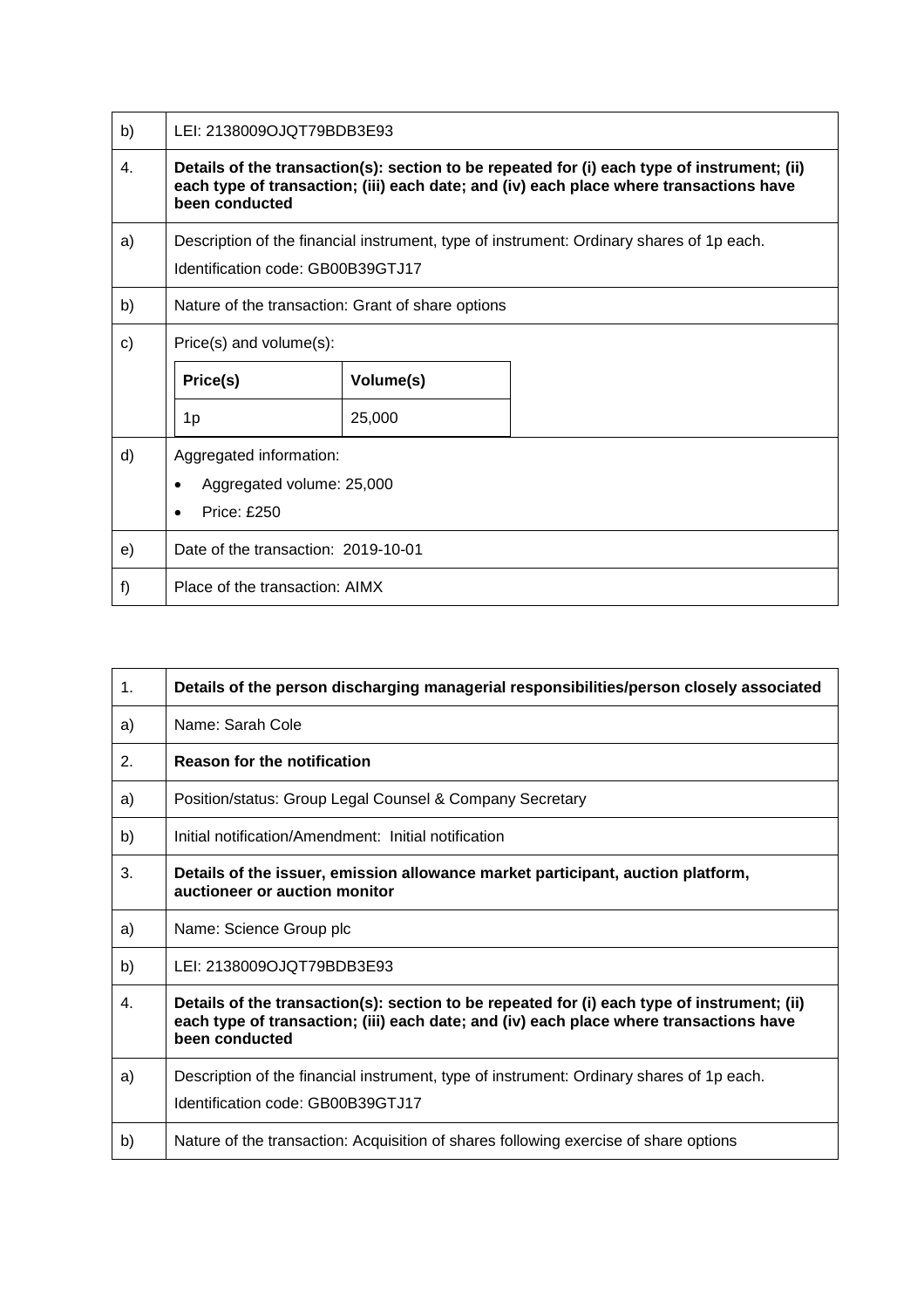| | |
|---|---|
| b) | LEI: 2138009OJQT79BDB3E93 |
| 4. | **Details of the transaction(s): section to be repeated for (i) each type of instrument; (ii) each type of transaction; (iii) each date; and (iv) each place where transactions have been conducted** |
| a) | Description of the financial instrument, type of instrument: Ordinary shares of 1p each.<br>Identification code: GB00B39GTJ17 |
| b) | Nature of the transaction: Grant of share options |
| c) | Price(s) and volume(s):<br><br>**Price(s)**: 1p — **Volume(s)**: 25,000 |
| d) | Aggregated information:<br>• Aggregated volume: 25,000<br>• Price: £250 |
| e) | Date of the transaction: 2019-10-01 |
| f) | Place of the transaction: AIMX |

| | |
|---|---|
| 1. | **Details of the person discharging managerial responsibilities/person closely associated** |
| a) | Name: Sarah Cole |
| 2. | **Reason for the notification** |
| a) | Position/status: Group Legal Counsel & Company Secretary |
| b) | Initial notification/Amendment: Initial notification |
| 3. | **Details of the issuer, emission allowance market participant, auction platform, auctioneer or auction monitor** |
| a) | Name: Science Group plc |
| b) | LEI: 2138009OJQT79BDB3E93 |
| 4. | **Details of the transaction(s): section to be repeated for (i) each type of instrument; (ii) each type of transaction; (iii) each date; and (iv) each place where transactions have been conducted** |
| a) | Description of the financial instrument, type of instrument: Ordinary shares of 1p each.<br>Identification code: GB00B39GTJ17 |
| b) | Nature of the transaction: Acquisition of shares following exercise of share options |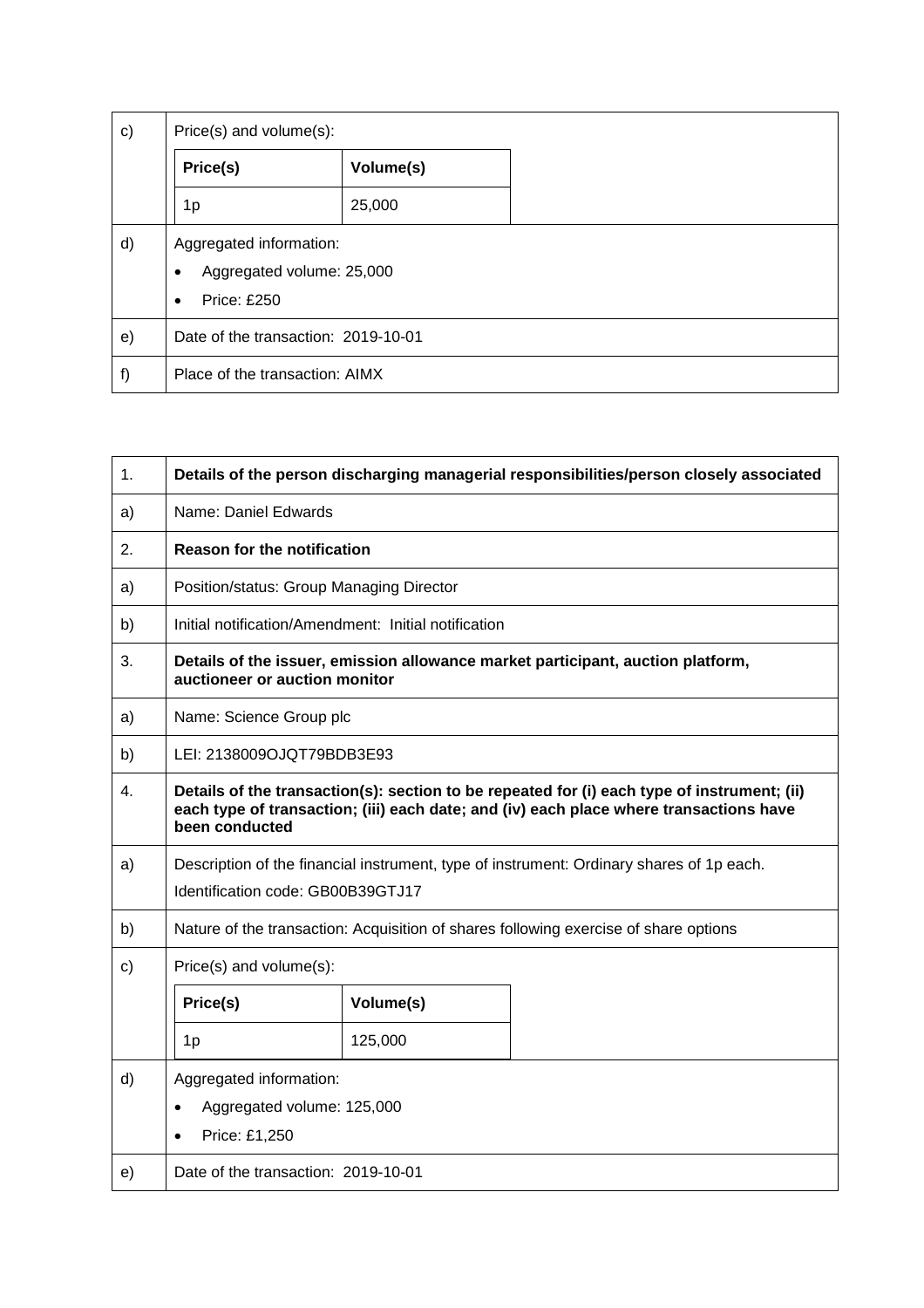| | |
|---|---|
| c) | Price(s) and volume(s):<br><br>\| Price(s) \| Volume(s) \|<br>\| 1p \| 25,000 \| |
| d) | Aggregated information:<br>• Aggregated volume: 25,000<br>• Price: £250 |
| e) | Date of the transaction: 2019-10-01 |
| f) | Place of the transaction: AIMX |

| | |
|---|---|
| 1. | **Details of the person discharging managerial responsibilities/person closely associated** |
| a) | Name: Daniel Edwards |
| 2. | **Reason for the notification** |
| a) | Position/status: Group Managing Director |
| b) | Initial notification/Amendment: Initial notification |
| 3. | **Details of the issuer, emission allowance market participant, auction platform, auctioneer or auction monitor** |
| a) | Name: Science Group plc |
| b) | LEI: 2138009OJQT79BDB3E93 |
| 4. | **Details of the transaction(s): section to be repeated for (i) each type of instrument; (ii) each type of transaction; (iii) each date; and (iv) each place where transactions have been conducted** |
| a) | Description of the financial instrument, type of instrument: Ordinary shares of 1p each.<br>Identification code: GB00B39GTJ17 |
| b) | Nature of the transaction: Acquisition of shares following exercise of share options |
| c) | Price(s) and volume(s):<br><br>\| Price(s) \| Volume(s) \|<br>\| 1p \| 125,000 \| |
| d) | Aggregated information:<br>• Aggregated volume: 125,000<br>• Price: £1,250 |
| e) | Date of the transaction: 2019-10-01 |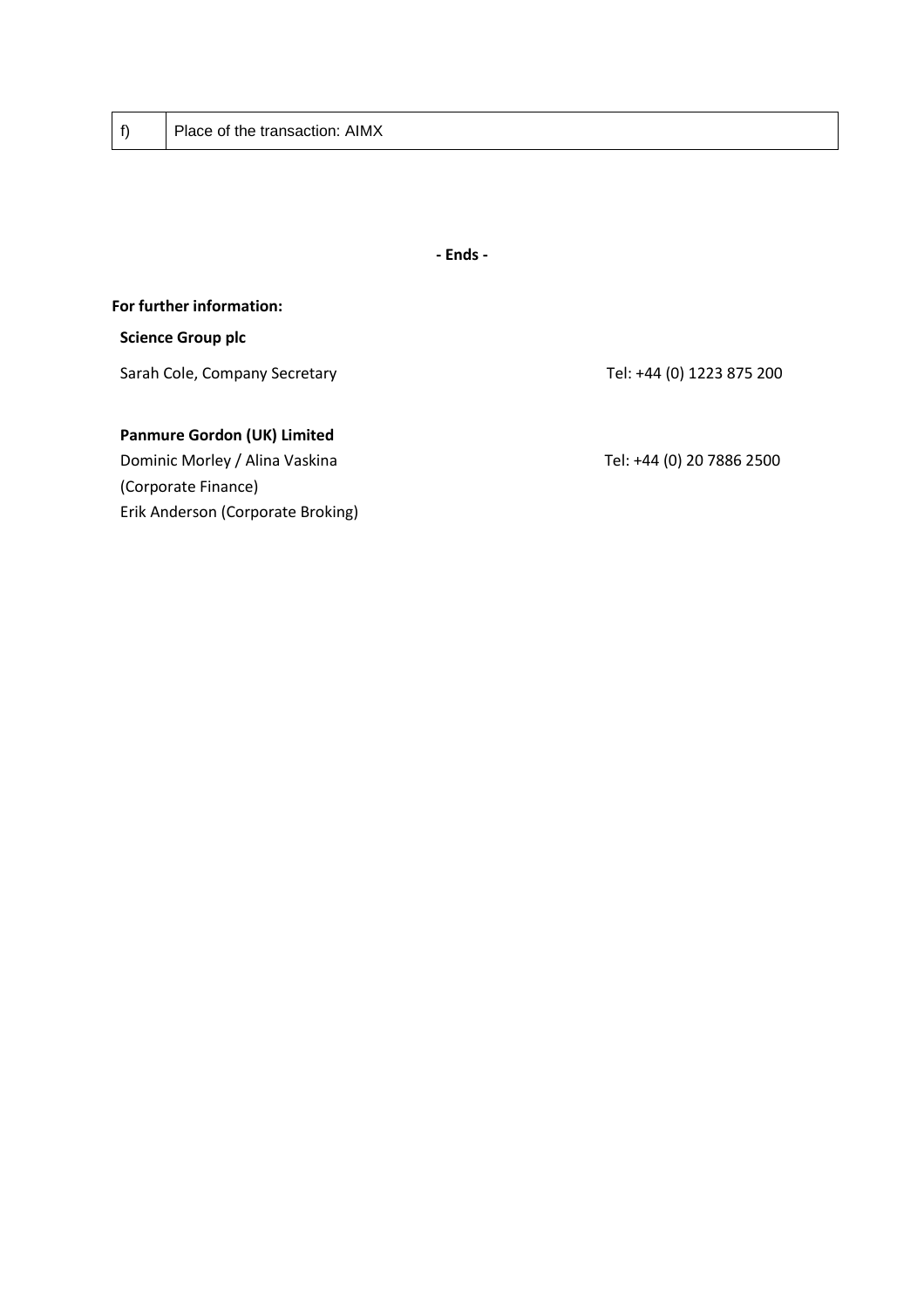| | |
|---|---|
| f) | Place of the transaction: AIMX |

**- Ends -**

**For further information:**

**Science Group plc**

Sarah Cole, Company Secretary Tel: +44 (0) 1223 875 200

**Panmure Gordon (UK) Limited**

Dominic Morley / Alina Vaskina Tel: +44 (0) 20 7886 2500
(Corporate Finance)
Erik Anderson (Corporate Broking)